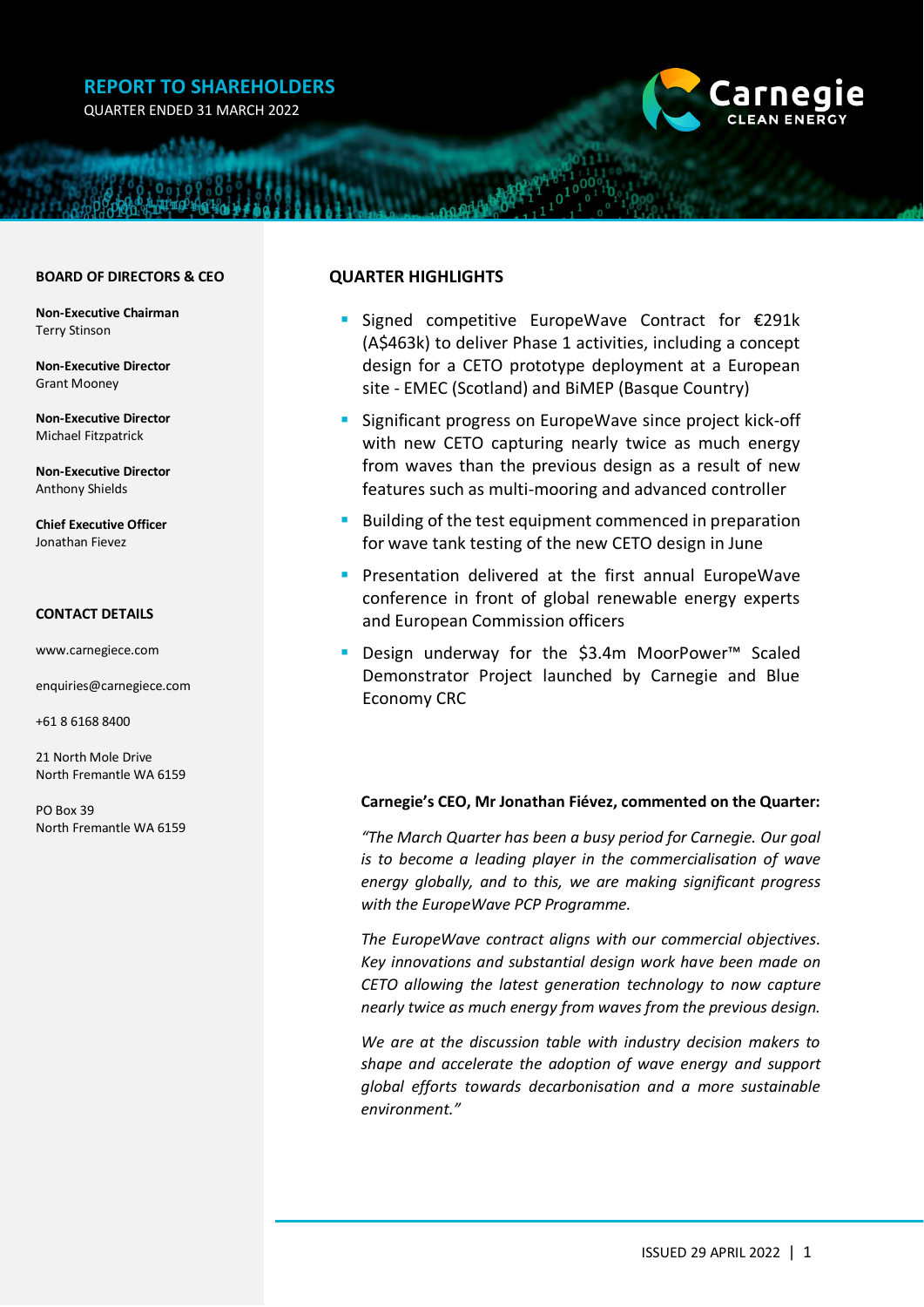# REPORT TO SHAREHOLDERS

QUARTER ENDED 31 MARCH 2022

Carnegie CLEAN ENERGY

## QUARTER HIGHLIGHTS

- Signed competitive EuropeWave Contract for €291k (A$463k) to deliver Phase 1 activities, including a concept design for a CETO prototype deployment at a European site - EMEC (Scotland) and BiMEP (Basque Country)
- Significant progress on EuropeWave since project kick-off with new CETO capturing nearly twice as much energy from waves than the previous design as a result of new features such as multi-mooring and advanced controller
- Building of the test equipment commenced in preparation for wave tank testing of the new CETO design in June
- Presentation delivered at the first annual EuropeWave conference in front of global renewable energy experts and European Commission officers
- Design underway for the $3.4m MoorPower™ Scaled Demonstrator Project launched by Carnegie and Blue Economy CRC

**Carnegie's CEO, Mr Jonathan Fiévez, commented on the Quarter:**

*"The March Quarter has been a busy period for Carnegie. Our goal is to become a leading player in the commercialisation of wave energy globally, and to this, we are making significant progress with the EuropeWave PCP Programme.*

*The EuropeWave contract aligns with our commercial objectives. Key innovations and substantial design work have been made on CETO allowing the latest generation technology to now capture nearly twice as much energy from waves from the previous design.*

*We are at the discussion table with industry decision makers to shape and accelerate the adoption of wave energy and support global efforts towards decarbonisation and a more sustainable environment."*

### BOARD OF DIRECTORS & CEO

**Non-Executive Chairman**
Terry Stinson

**Non-Executive Director**
Grant Mooney

**Non-Executive Director**
Michael Fitzpatrick

**Non-Executive Director**
Anthony Shields

**Chief Executive Officer**
Jonathan Fievez

### CONTACT DETAILS

www.carnegiece.com

enquiries@carnegiece.com

+61 8 6168 8400

21 North Mole Drive
North Fremantle WA 6159

PO Box 39
North Fremantle WA 6159

ISSUED 29 APRIL 2022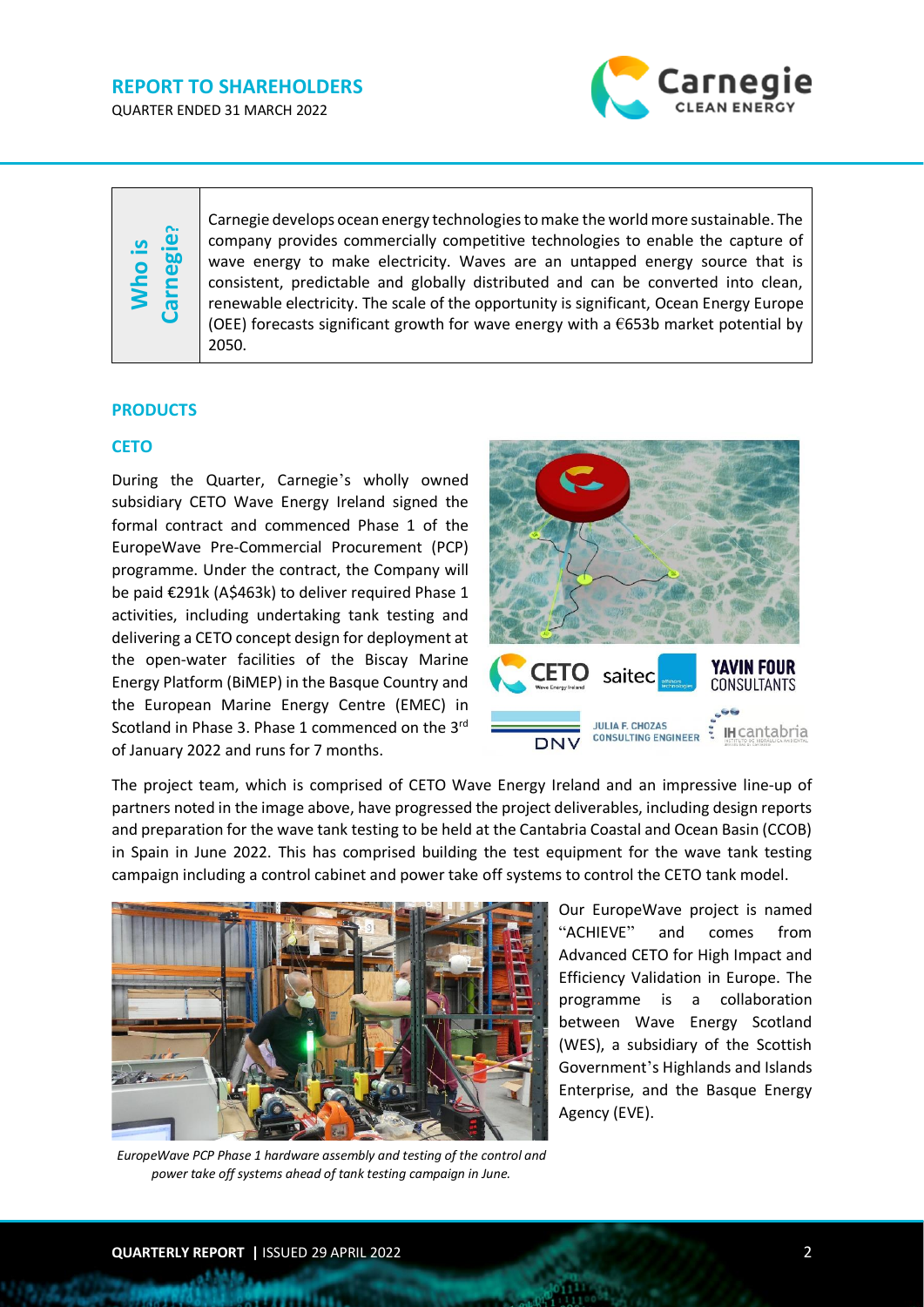**Who is Carnegie?**

Carnegie develops ocean energy technologies to make the world more sustainable. The company provides commercially competitive technologies to enable the capture of wave energy to make electricity. Waves are an untapped energy source that is consistent, predictable and globally distributed and can be converted into clean, renewable electricity. The scale of the opportunity is significant, Ocean Energy Europe (OEE) forecasts significant growth for wave energy with a €653b market potential by 2050.

## PRODUCTS

### CETO

During the Quarter, Carnegie's wholly owned subsidiary CETO Wave Energy Ireland signed the formal contract and commenced Phase 1 of the EuropeWave Pre-Commercial Procurement (PCP) programme. Under the contract, the Company will be paid €291k (A$463k) to deliver required Phase 1 activities, including undertaking tank testing and delivering a CETO concept design for deployment at the open-water facilities of the Biscay Marine Energy Platform (BiMEP) in the Basque Country and the European Marine Energy Centre (EMEC) in Scotland in Phase 3. Phase 1 commenced on the 3rd of January 2022 and runs for 7 months.

The project team, which is comprised of CETO Wave Energy Ireland and an impressive line-up of partners noted in the image above, have progressed the project deliverables, including design reports and preparation for the wave tank testing to be held at the Cantabria Coastal and Ocean Basin (CCOB) in Spain in June 2022. This has comprised building the test equipment for the wave tank testing campaign including a control cabinet and power take off systems to control the CETO tank model.

Our EuropeWave project is named "ACHIEVE" and comes from Advanced CETO for High Impact and Efficiency Validation in Europe. The programme is a collaboration between Wave Energy Scotland (WES), a subsidiary of the Scottish Government's Highlands and Islands Enterprise, and the Basque Energy Agency (EVE).

*EuropeWave PCP Phase 1 hardware assembly and testing of the control and power take off systems ahead of tank testing campaign in June.*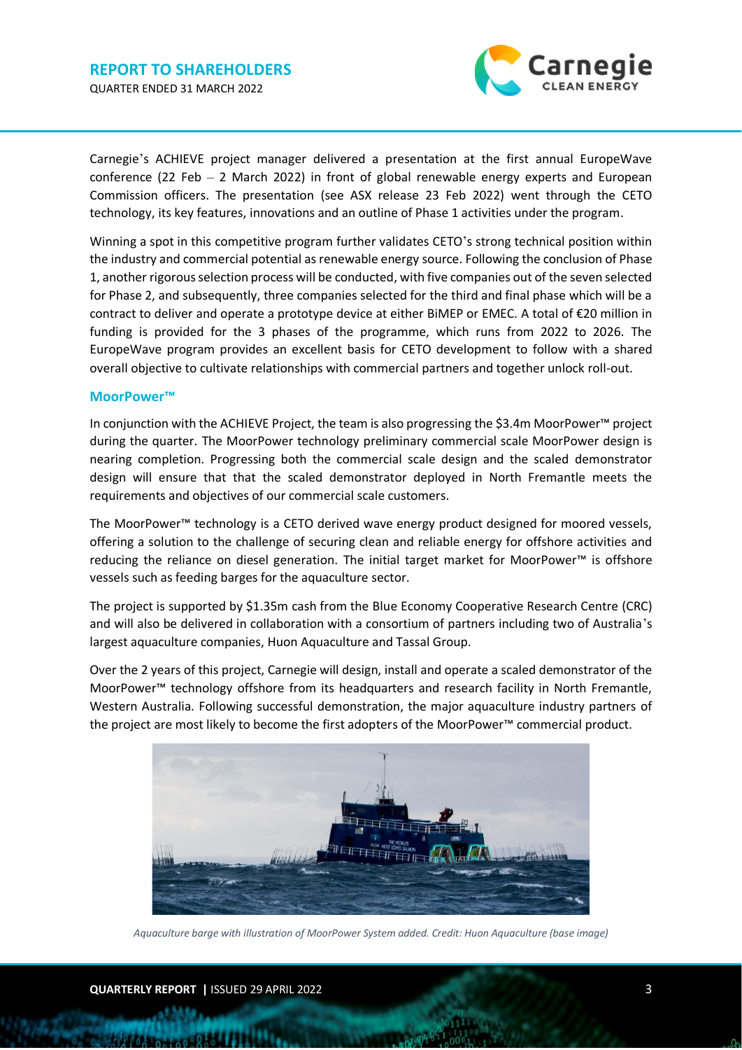Carnegie's ACHIEVE project manager delivered a presentation at the first annual EuropeWave conference (22 Feb – 2 March 2022) in front of global renewable energy experts and European Commission officers. The presentation (see ASX release 23 Feb 2022) went through the CETO technology, its key features, innovations and an outline of Phase 1 activities under the program.

Winning a spot in this competitive program further validates CETO's strong technical position within the industry and commercial potential as renewable energy source. Following the conclusion of Phase 1, another rigorous selection process will be conducted, with five companies out of the seven selected for Phase 2, and subsequently, three companies selected for the third and final phase which will be a contract to deliver and operate a prototype device at either BiMEP or EMEC. A total of €20 million in funding is provided for the 3 phases of the programme, which runs from 2022 to 2026. The EuropeWave program provides an excellent basis for CETO development to follow with a shared overall objective to cultivate relationships with commercial partners and together unlock roll-out.

### MoorPower™

In conjunction with the ACHIEVE Project, the team is also progressing the $3.4m MoorPower™ project during the quarter. The MoorPower technology preliminary commercial scale MoorPower design is nearing completion. Progressing both the commercial scale design and the scaled demonstrator design will ensure that that the scaled demonstrator deployed in North Fremantle meets the requirements and objectives of our commercial scale customers.

The MoorPower™ technology is a CETO derived wave energy product designed for moored vessels, offering a solution to the challenge of securing clean and reliable energy for offshore activities and reducing the reliance on diesel generation. The initial target market for MoorPower™ is offshore vessels such as feeding barges for the aquaculture sector.

The project is supported by $1.35m cash from the Blue Economy Cooperative Research Centre (CRC) and will also be delivered in collaboration with a consortium of partners including two of Australia's largest aquaculture companies, Huon Aquaculture and Tassal Group.

Over the 2 years of this project, Carnegie will design, install and operate a scaled demonstrator of the MoorPower™ technology offshore from its headquarters and research facility in North Fremantle, Western Australia. Following successful demonstration, the major aquaculture industry partners of the project are most likely to become the first adopters of the MoorPower™ commercial product.

*Aquaculture barge with illustration of MoorPower System added. Credit: Huon Aquaculture (base image)*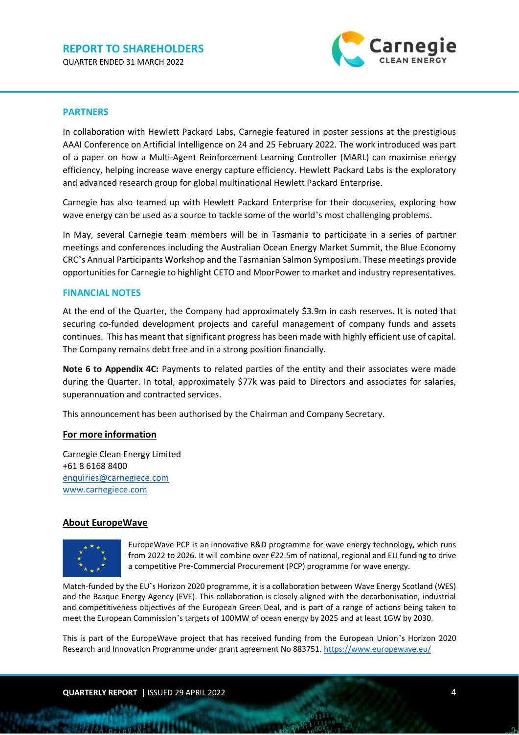## PARTNERS

In collaboration with Hewlett Packard Labs, Carnegie featured in poster sessions at the prestigious AAAI Conference on Artificial Intelligence on 24 and 25 February 2022. The work introduced was part of a paper on how a Multi-Agent Reinforcement Learning Controller (MARL) can maximise energy efficiency, helping increase wave energy capture efficiency. Hewlett Packard Labs is the exploratory and advanced research group for global multinational Hewlett Packard Enterprise.

Carnegie has also teamed up with Hewlett Packard Enterprise for their docuseries, exploring how wave energy can be used as a source to tackle some of the world's most challenging problems.

In May, several Carnegie team members will be in Tasmania to participate in a series of partner meetings and conferences including the Australian Ocean Energy Market Summit, the Blue Economy CRC's Annual Participants Workshop and the Tasmanian Salmon Symposium. These meetings provide opportunities for Carnegie to highlight CETO and MoorPower to market and industry representatives.

## FINANCIAL NOTES

At the end of the Quarter, the Company had approximately $3.9m in cash reserves. It is noted that securing co-funded development projects and careful management of company funds and assets continues. This has meant that significant progress has been made with highly efficient use of capital. The Company remains debt free and in a strong position financially.

**Note 6 to Appendix 4C:** Payments to related parties of the entity and their associates were made during the Quarter. In total, approximately $77k was paid to Directors and associates for salaries, superannuation and contracted services.

This announcement has been authorised by the Chairman and Company Secretary.

### For more information

Carnegie Clean Energy Limited
+61 8 6168 8400
enquiries@carnegiece.com
www.carnegiece.com

### About EuropeWave

EuropeWave PCP is an innovative R&D programme for wave energy technology, which runs from 2022 to 2026. It will combine over €22.5m of national, regional and EU funding to drive a competitive Pre-Commercial Procurement (PCP) programme for wave energy.

Match-funded by the EU's Horizon 2020 programme, it is a collaboration between Wave Energy Scotland (WES) and the Basque Energy Agency (EVE). This collaboration is closely aligned with the decarbonisation, industrial and competitiveness objectives of the European Green Deal, and is part of a range of actions being taken to meet the European Commission's targets of 100MW of ocean energy by 2025 and at least 1GW by 2030.

This is part of the EuropeWave project that has received funding from the European Union's Horizon 2020 Research and Innovation Programme under grant agreement No 883751. https://www.europewave.eu/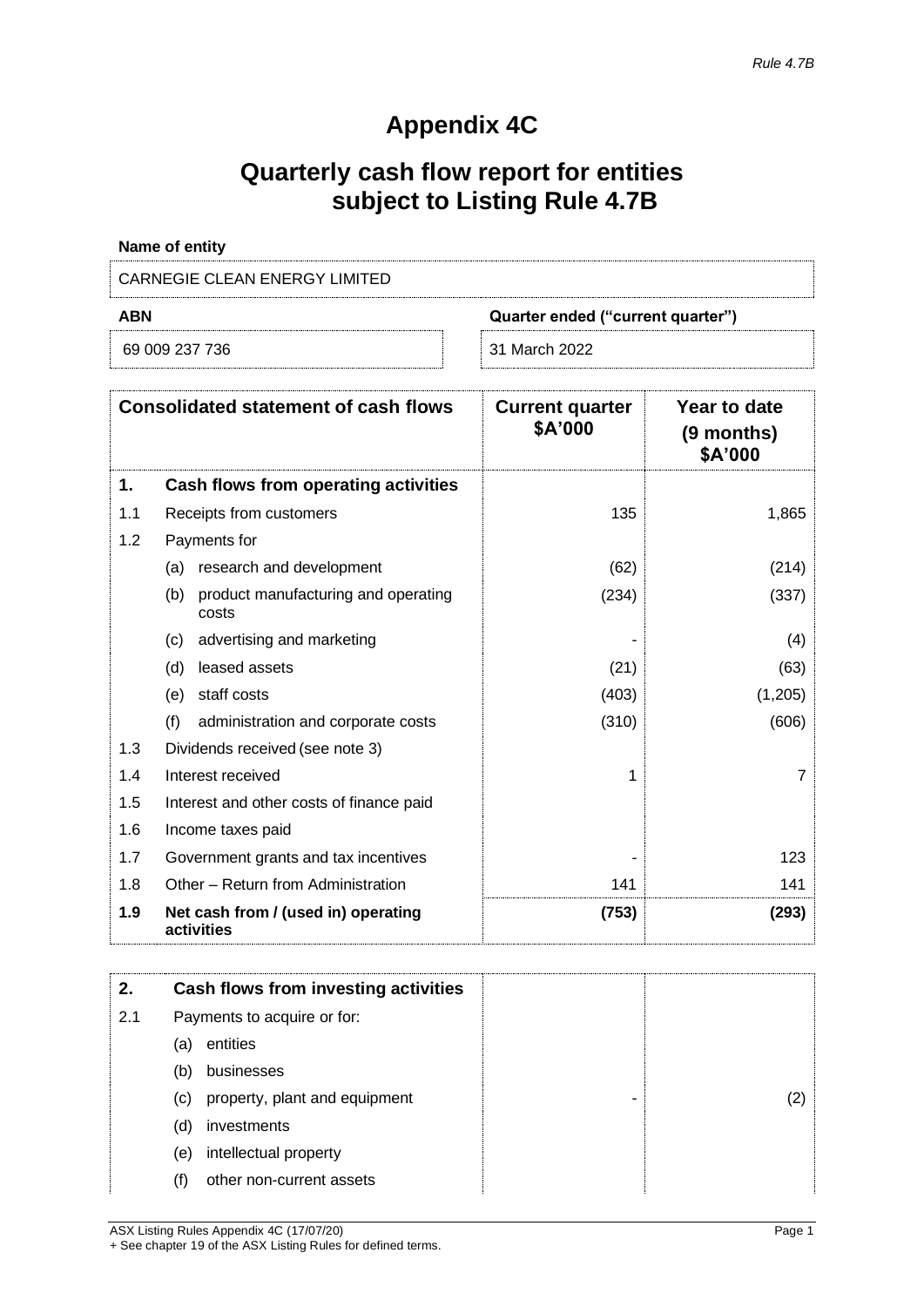# Appendix 4C

# Quarterly cash flow report for entities subject to Listing Rule 4.7B

**Name of entity**

CARNEGIE CLEAN ENERGY LIMITED

| ABN | Quarter ended ("current quarter") |
|---|---|
| 69 009 237 736 | 31 March 2022 |

| | Consolidated statement of cash flows | Current quarter $A'000 | Year to date (9 months) $A'000 |
|---|---|---|---|
| **1.** | **Cash flows from operating activities** | | |
| 1.1 | Receipts from customers | 135 | 1,865 |
| 1.2 | Payments for | | |
| | (a) research and development | (62) | (214) |
| | (b) product manufacturing and operating costs | (234) | (337) |
| | (c) advertising and marketing | - | (4) |
| | (d) leased assets | (21) | (63) |
| | (e) staff costs | (403) | (1,205) |
| | (f) administration and corporate costs | (310) | (606) |
| 1.3 | Dividends received (see note 3) | | |
| 1.4 | Interest received | 1 | 7 |
| 1.5 | Interest and other costs of finance paid | | |
| 1.6 | Income taxes paid | | |
| 1.7 | Government grants and tax incentives | - | 123 |
| 1.8 | Other – Return from Administration | 141 | 141 |
| **1.9** | **Net cash from / (used in) operating activities** | **(753)** | **(293)** |

| | | | |
|---|---|---|---|
| **2.** | **Cash flows from investing activities** | | |
| 2.1 | Payments to acquire or for: | | |
| | (a) entities | | |
| | (b) businesses | | |
| | (c) property, plant and equipment | - | (2) |
| | (d) investments | | |
| | (e) intellectual property | | |
| | (f) other non-current assets | | |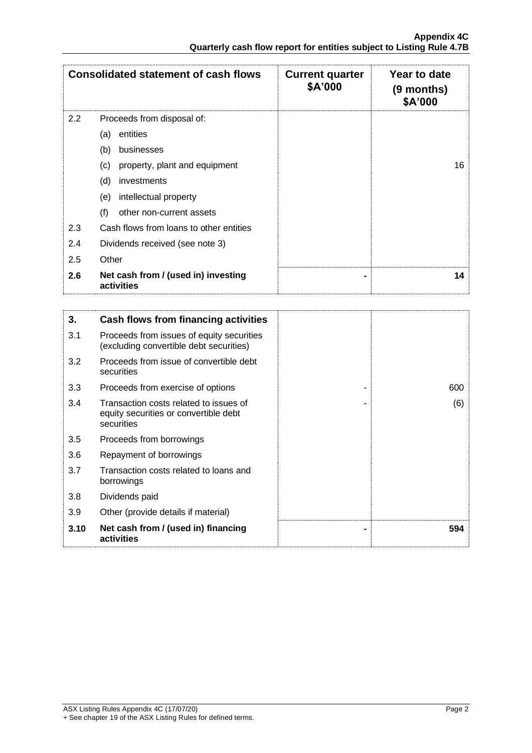| Consolidated statement of cash flows | | Current quarter $A'000 | Year to date (9 months) $A'000 |
|---|---|---|---|
| 2.2 | Proceeds from disposal of: | | |
| | (a) entities | | |
| | (b) businesses | | |
| | (c) property, plant and equipment | | 16 |
| | (d) investments | | |
| | (e) intellectual property | | |
| | (f) other non-current assets | | |
| 2.3 | Cash flows from loans to other entities | | |
| 2.4 | Dividends received (see note 3) | | |
| 2.5 | Other | | |
| **2.6** | **Net cash from / (used in) investing activities** | **-** | **14** |

| **3.** | **Cash flows from financing activities** | | |
|---|---|---|---|
| 3.1 | Proceeds from issues of equity securities (excluding convertible debt securities) | | |
| 3.2 | Proceeds from issue of convertible debt securities | | |
| 3.3 | Proceeds from exercise of options | - | 600 |
| 3.4 | Transaction costs related to issues of equity securities or convertible debt securities | - | (6) |
| 3.5 | Proceeds from borrowings | | |
| 3.6 | Repayment of borrowings | | |
| 3.7 | Transaction costs related to loans and borrowings | | |
| 3.8 | Dividends paid | | |
| 3.9 | Other (provide details if material) | | |
| **3.10** | **Net cash from / (used in) financing activities** | **-** | **594** |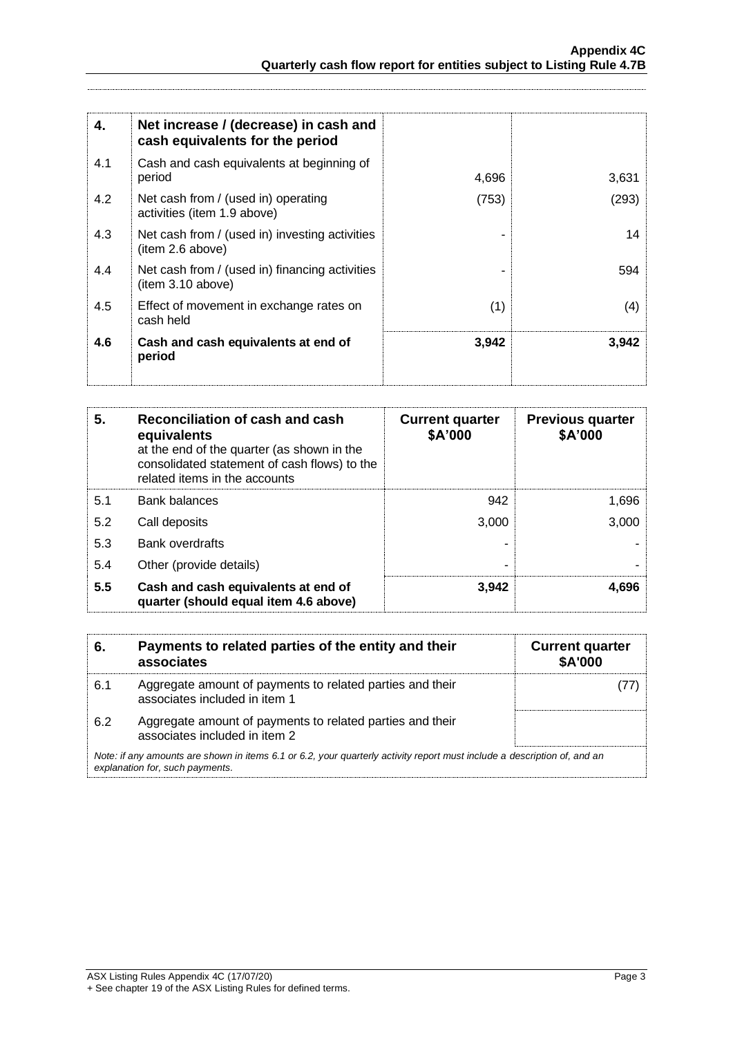| 4. | Net increase / (decrease) in cash and cash equivalents for the period | | |
|---|---|---|---|
| 4.1 | Cash and cash equivalents at beginning of period | 4,696 | 3,631 |
| 4.2 | Net cash from / (used in) operating activities (item 1.9 above) | (753) | (293) |
| 4.3 | Net cash from / (used in) investing activities (item 2.6 above) | - | 14 |
| 4.4 | Net cash from / (used in) financing activities (item 3.10 above) | - | 594 |
| 4.5 | Effect of movement in exchange rates on cash held | (1) | (4) |
| **4.6** | **Cash and cash equivalents at end of period** | **3,942** | **3,942** |

| 5. | **Reconciliation of cash and cash equivalents** at the end of the quarter (as shown in the consolidated statement of cash flows) to the related items in the accounts | **Current quarter $A'000** | **Previous quarter $A'000** |
|---|---|---|---|
| 5.1 | Bank balances | 942 | 1,696 |
| 5.2 | Call deposits | 3,000 | 3,000 |
| 5.3 | Bank overdrafts | - | - |
| 5.4 | Other (provide details) | - | - |
| **5.5** | **Cash and cash equivalents at end of quarter (should equal item 4.6 above)** | **3,942** | **4,696** |

| 6. | **Payments to related parties of the entity and their associates** | **Current quarter $A'000** |
|---|---|---|
| 6.1 | Aggregate amount of payments to related parties and their associates included in item 1 | (77) |
| 6.2 | Aggregate amount of payments to related parties and their associates included in item 2 | |

*Note: if any amounts are shown in items 6.1 or 6.2, your quarterly activity report must include a description of, and an explanation for, such payments.*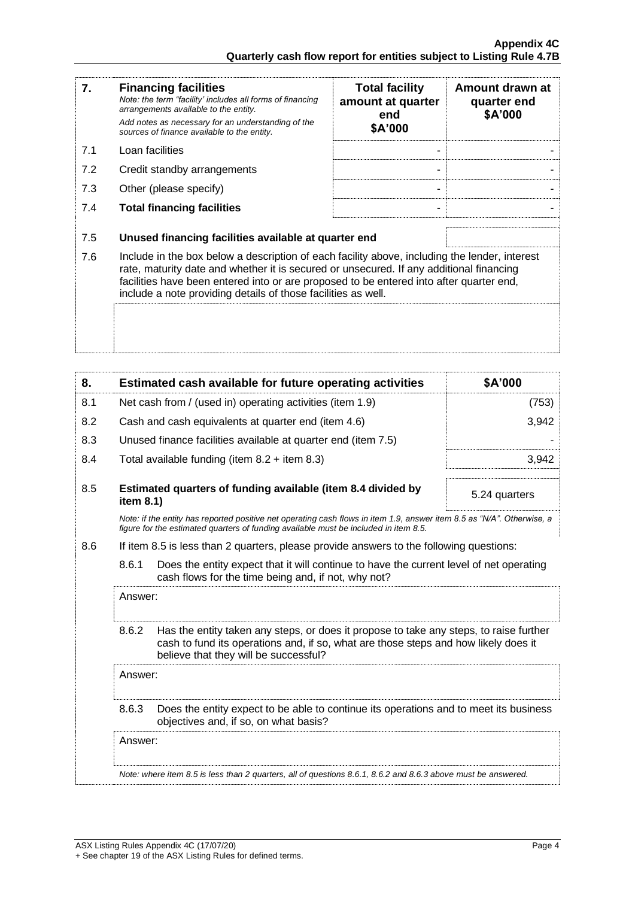| 7. | **Financing facilities**<br>*Note: the term "facility' includes all forms of financing arrangements available to the entity.*<br>*Add notes as necessary for an understanding of the sources of finance available to the entity.* | **Total facility amount at quarter end**<br>**\$A'000** | **Amount drawn at quarter end**<br>**\$A'000** |
|---|---|---|---|
| 7.1 | Loan facilities | - | - |
| 7.2 | Credit standby arrangements | - | - |
| 7.3 | Other (please specify) | - | - |
| 7.4 | **Total financing facilities** | - | - |
| 7.5 | **Unused financing facilities available at quarter end** | | |
| 7.6 | Include in the box below a description of each facility above, including the lender, interest rate, maturity date and whether it is secured or unsecured. If any additional financing facilities have been entered into or are proposed to be entered into after quarter end, include a note providing details of those facilities as well. | | |

| 8. | **Estimated cash available for future operating activities** | **\$A'000** |
|---|---|---|
| 8.1 | Net cash from / (used in) operating activities (item 1.9) | (753) |
| 8.2 | Cash and cash equivalents at quarter end (item 4.6) | 3,942 |
| 8.3 | Unused finance facilities available at quarter end (item 7.5) | - |
| 8.4 | Total available funding (item 8.2 + item 8.3) | 3,942 |
| 8.5 | **Estimated quarters of funding available (item 8.4 divided by item 8.1)** | 5.24 quarters |

*Note: if the entity has reported positive net operating cash flows in item 1.9, answer item 8.5 as "N/A". Otherwise, a figure for the estimated quarters of funding available must be included in item 8.5.*

8.6 If item 8.5 is less than 2 quarters, please provide answers to the following questions:

8.6.1 Does the entity expect that it will continue to have the current level of net operating cash flows for the time being and, if not, why not?

Answer:

8.6.2 Has the entity taken any steps, or does it propose to take any steps, to raise further cash to fund its operations and, if so, what are those steps and how likely does it believe that they will be successful?

Answer:

8.6.3 Does the entity expect to be able to continue its operations and to meet its business objectives and, if so, on what basis?

Answer:

*Note: where item 8.5 is less than 2 quarters, all of questions 8.6.1, 8.6.2 and 8.6.3 above must be answered.*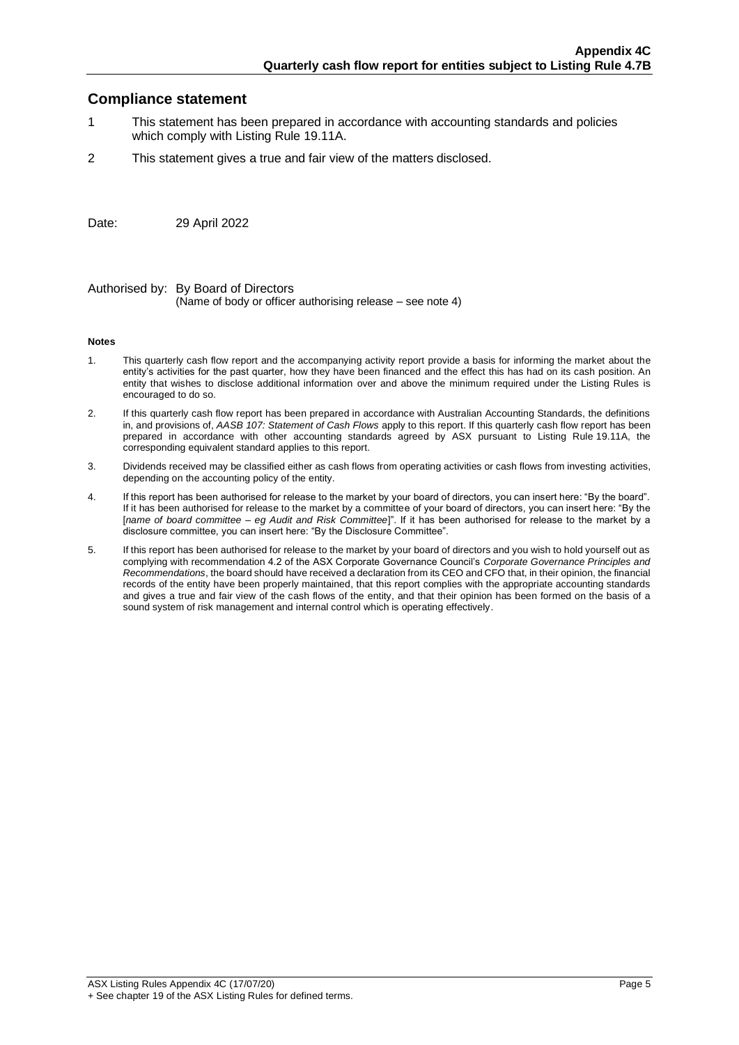## Compliance statement

1. This statement has been prepared in accordance with accounting standards and policies which comply with Listing Rule 19.11A.

2. This statement gives a true and fair view of the matters disclosed.

Date: 29 April 2022

Authorised by: By Board of Directors
(Name of body or officer authorising release – see note 4)

**Notes**

1. This quarterly cash flow report and the accompanying activity report provide a basis for informing the market about the entity's activities for the past quarter, how they have been financed and the effect this has had on its cash position. An entity that wishes to disclose additional information over and above the minimum required under the Listing Rules is encouraged to do so.

2. If this quarterly cash flow report has been prepared in accordance with Australian Accounting Standards, the definitions in, and provisions of, *AASB 107: Statement of Cash Flows* apply to this report. If this quarterly cash flow report has been prepared in accordance with other accounting standards agreed by ASX pursuant to Listing Rule 19.11A, the corresponding equivalent standard applies to this report.

3. Dividends received may be classified either as cash flows from operating activities or cash flows from investing activities, depending on the accounting policy of the entity.

4. If this report has been authorised for release to the market by your board of directors, you can insert here: "By the board". If it has been authorised for release to the market by a committee of your board of directors, you can insert here: "By the [*name of board committee – eg Audit and Risk Committee*]". If it has been authorised for release to the market by a disclosure committee, you can insert here: "By the Disclosure Committee".

5. If this report has been authorised for release to the market by your board of directors and you wish to hold yourself out as complying with recommendation 4.2 of the ASX Corporate Governance Council's *Corporate Governance Principles and Recommendations*, the board should have received a declaration from its CEO and CFO that, in their opinion, the financial records of the entity have been properly maintained, that this report complies with the appropriate accounting standards and gives a true and fair view of the cash flows of the entity, and that their opinion has been formed on the basis of a sound system of risk management and internal control which is operating effectively.